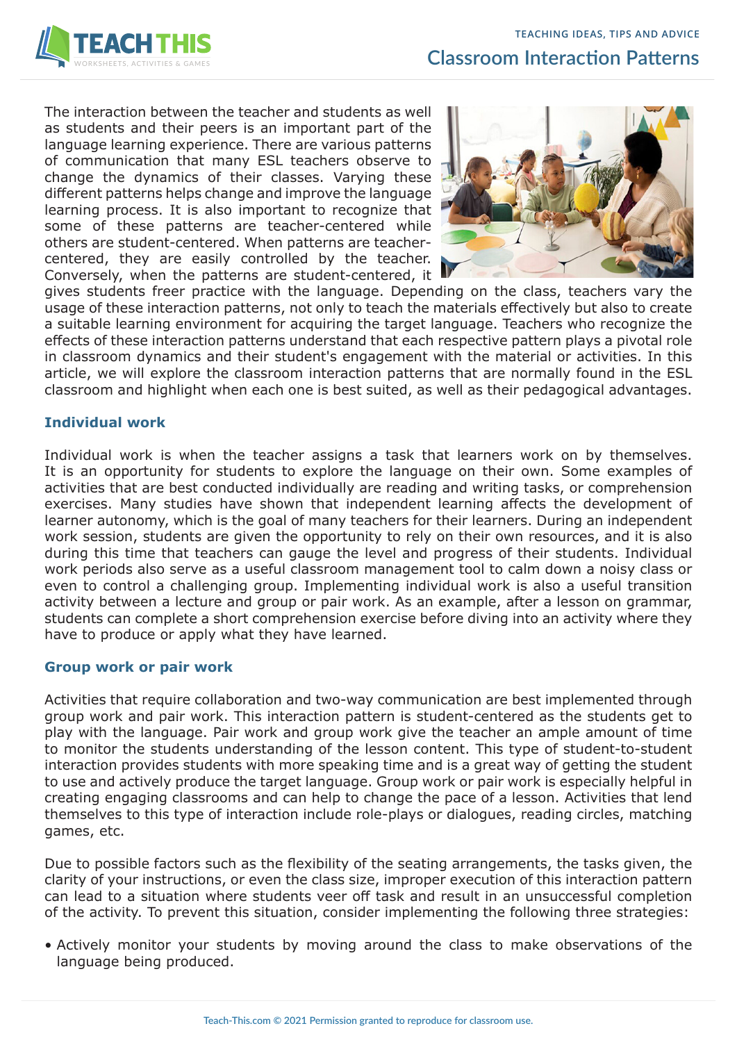# Classroom Interaction Patterns

The interaction between the teacher and students as well as students and their peers is an important part of the language learning experience. There are various patterns of communication that many ESL teachers observe to change the dynamics of their classes. Varying these different patterns helps change and improve the language learning process. It is also important to recognize that some of these patterns are teacher-centered while others are student-centered. When patterns are teacher-centered, they are easily controlled by the teacher. Conversely, when the patterns are student-centered, it gives students freer practice with the language. Depending on the class, teachers vary the usage of these interaction patterns, not only to teach the materials effectively but also to create a suitable learning environment for acquiring the target language. Teachers who recognize the effects of these interaction patterns understand that each respective pattern plays a pivotal role in classroom dynamics and their student's engagement with the material or activities. In this article, we will explore the classroom interaction patterns that are normally found in the ESL classroom and highlight when each one is best suited, as well as their pedagogical advantages.

### Individual work

Individual work is when the teacher assigns a task that learners work on by themselves. It is an opportunity for students to explore the language on their own. Some examples of activities that are best conducted individually are reading and writing tasks, or comprehension exercises. Many studies have shown that independent learning affects the development of learner autonomy, which is the goal of many teachers for their learners. During an independent work session, students are given the opportunity to rely on their own resources, and it is also during this time that teachers can gauge the level and progress of their students. Individual work periods also serve as a useful classroom management tool to calm down a noisy class or even to control a challenging group. Implementing individual work is also a useful transition activity between a lecture and group or pair work. As an example, after a lesson on grammar, students can complete a short comprehension exercise before diving into an activity where they have to produce or apply what they have learned.

### Group work or pair work

Activities that require collaboration and two-way communication are best implemented through group work and pair work. This interaction pattern is student-centered as the students get to play with the language. Pair work and group work give the teacher an ample amount of time to monitor the students understanding of the lesson content. This type of student-to-student interaction provides students with more speaking time and is a great way of getting the student to use and actively produce the target language. Group work or pair work is especially helpful in creating engaging classrooms and can help to change the pace of a lesson. Activities that lend themselves to this type of interaction include role-plays or dialogues, reading circles, matching games, etc.

Due to possible factors such as the flexibility of the seating arrangements, the tasks given, the clarity of your instructions, or even the class size, improper execution of this interaction pattern can lead to a situation where students veer off task and result in an unsuccessful completion of the activity. To prevent this situation, consider implementing the following three strategies:

- Actively monitor your students by moving around the class to make observations of the language being produced.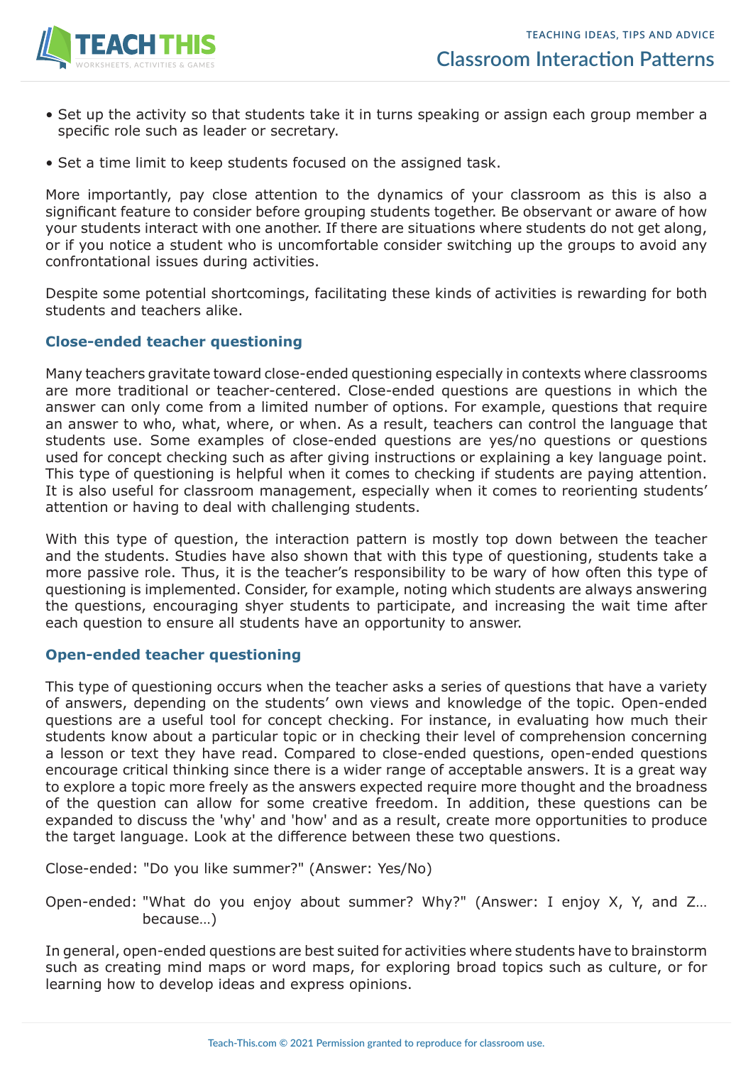- Set up the activity so that students take it in turns speaking or assign each group member a specific role such as leader or secretary.
- Set a time limit to keep students focused on the assigned task.

More importantly, pay close attention to the dynamics of your classroom as this is also a significant feature to consider before grouping students together. Be observant or aware of how your students interact with one another. If there are situations where students do not get along, or if you notice a student who is uncomfortable consider switching up the groups to avoid any confrontational issues during activities.

Despite some potential shortcomings, facilitating these kinds of activities is rewarding for both students and teachers alike.

### Close-ended teacher questioning

Many teachers gravitate toward close-ended questioning especially in contexts where classrooms are more traditional or teacher-centered. Close-ended questions are questions in which the answer can only come from a limited number of options. For example, questions that require an answer to who, what, where, or when. As a result, teachers can control the language that students use. Some examples of close-ended questions are yes/no questions or questions used for concept checking such as after giving instructions or explaining a key language point. This type of questioning is helpful when it comes to checking if students are paying attention. It is also useful for classroom management, especially when it comes to reorienting students' attention or having to deal with challenging students.

With this type of question, the interaction pattern is mostly top down between the teacher and the students. Studies have also shown that with this type of questioning, students take a more passive role. Thus, it is the teacher's responsibility to be wary of how often this type of questioning is implemented. Consider, for example, noting which students are always answering the questions, encouraging shyer students to participate, and increasing the wait time after each question to ensure all students have an opportunity to answer.

### Open-ended teacher questioning

This type of questioning occurs when the teacher asks a series of questions that have a variety of answers, depending on the students' own views and knowledge of the topic. Open-ended questions are a useful tool for concept checking. For instance, in evaluating how much their students know about a particular topic or in checking their level of comprehension concerning a lesson or text they have read. Compared to close-ended questions, open-ended questions encourage critical thinking since there is a wider range of acceptable answers. It is a great way to explore a topic more freely as the answers expected require more thought and the broadness of the question can allow for some creative freedom. In addition, these questions can be expanded to discuss the 'why' and 'how' and as a result, create more opportunities to produce the target language. Look at the difference between these two questions.

Close-ended: "Do you like summer?" (Answer: Yes/No)

Open-ended: "What do you enjoy about summer? Why?" (Answer: I enjoy X, Y, and Z… because…)

In general, open-ended questions are best suited for activities where students have to brainstorm such as creating mind maps or word maps, for exploring broad topics such as culture, or for learning how to develop ideas and express opinions.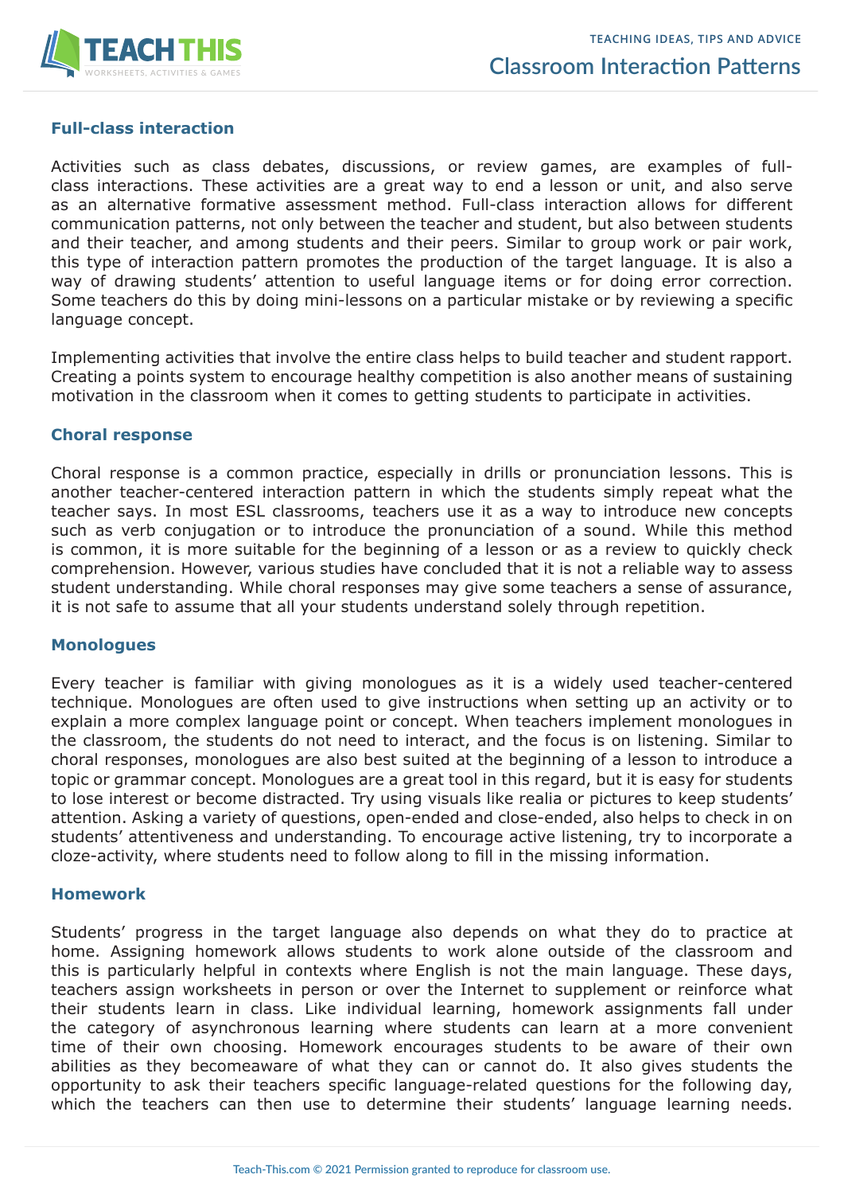## Full-class interaction

Activities such as class debates, discussions, or review games, are examples of full-class interactions. These activities are a great way to end a lesson or unit, and also serve as an alternative formative assessment method. Full-class interaction allows for different communication patterns, not only between the teacher and student, but also between students and their teacher, and among students and their peers. Similar to group work or pair work, this type of interaction pattern promotes the production of the target language. It is also a way of drawing students' attention to useful language items or for doing error correction. Some teachers do this by doing mini-lessons on a particular mistake or by reviewing a specific language concept.

Implementing activities that involve the entire class helps to build teacher and student rapport. Creating a points system to encourage healthy competition is also another means of sustaining motivation in the classroom when it comes to getting students to participate in activities.

## Choral response

Choral response is a common practice, especially in drills or pronunciation lessons. This is another teacher-centered interaction pattern in which the students simply repeat what the teacher says. In most ESL classrooms, teachers use it as a way to introduce new concepts such as verb conjugation or to introduce the pronunciation of a sound. While this method is common, it is more suitable for the beginning of a lesson or as a review to quickly check comprehension. However, various studies have concluded that it is not a reliable way to assess student understanding. While choral responses may give some teachers a sense of assurance, it is not safe to assume that all your students understand solely through repetition.

## Monologues

Every teacher is familiar with giving monologues as it is a widely used teacher-centered technique. Monologues are often used to give instructions when setting up an activity or to explain a more complex language point or concept. When teachers implement monologues in the classroom, the students do not need to interact, and the focus is on listening. Similar to choral responses, monologues are also best suited at the beginning of a lesson to introduce a topic or grammar concept. Monologues are a great tool in this regard, but it is easy for students to lose interest or become distracted. Try using visuals like realia or pictures to keep students' attention. Asking a variety of questions, open-ended and close-ended, also helps to check in on students' attentiveness and understanding. To encourage active listening, try to incorporate a cloze-activity, where students need to follow along to fill in the missing information.

## Homework

Students' progress in the target language also depends on what they do to practice at home. Assigning homework allows students to work alone outside of the classroom and this is particularly helpful in contexts where English is not the main language. These days, teachers assign worksheets in person or over the Internet to supplement or reinforce what their students learn in class. Like individual learning, homework assignments fall under the category of asynchronous learning where students can learn at a more convenient time of their own choosing. Homework encourages students to be aware of their own abilities as they becomeaware of what they can or cannot do. It also gives students the opportunity to ask their teachers specific language-related questions for the following day, which the teachers can then use to determine their students' language learning needs.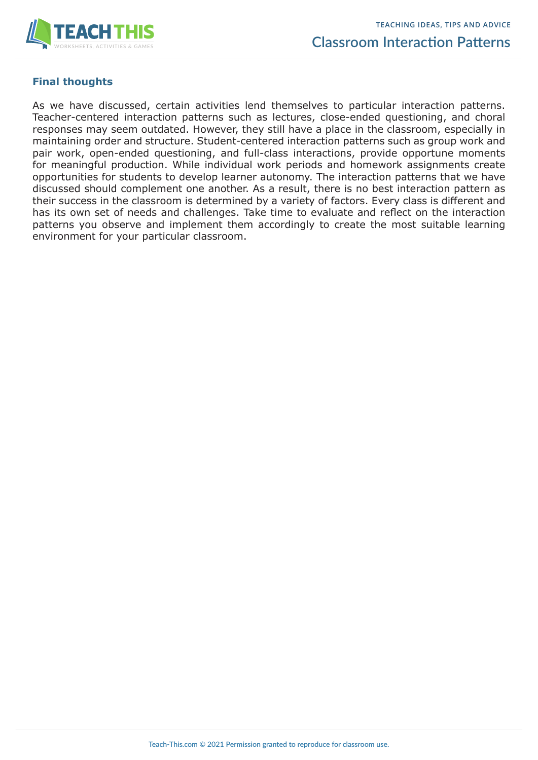## Final thoughts

As we have discussed, certain activities lend themselves to particular interaction patterns. Teacher-centered interaction patterns such as lectures, close-ended questioning, and choral responses may seem outdated. However, they still have a place in the classroom, especially in maintaining order and structure. Student-centered interaction patterns such as group work and pair work, open-ended questioning, and full-class interactions, provide opportune moments for meaningful production. While individual work periods and homework assignments create opportunities for students to develop learner autonomy. The interaction patterns that we have discussed should complement one another. As a result, there is no best interaction pattern as their success in the classroom is determined by a variety of factors. Every class is different and has its own set of needs and challenges. Take time to evaluate and reflect on the interaction patterns you observe and implement them accordingly to create the most suitable learning environment for your particular classroom.